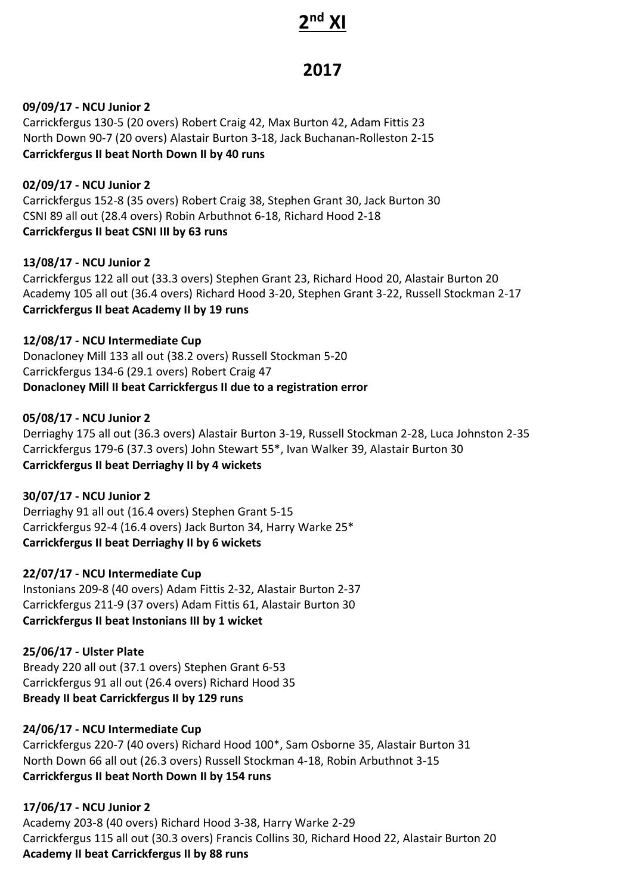# 2nd XI

## 2017

**09/09/17 - NCU Junior 2**
Carrickfergus 130-5 (20 overs) Robert Craig 42, Max Burton 42, Adam Fittis 23
North Down 90-7 (20 overs) Alastair Burton 3-18, Jack Buchanan-Rolleston 2-15
**Carrickfergus II beat North Down II by 40 runs**

**02/09/17 - NCU Junior 2**
Carrickfergus 152-8 (35 overs) Robert Craig 38, Stephen Grant 30, Jack Burton 30
CSNI 89 all out (28.4 overs) Robin Arbuthnot 6-18, Richard Hood 2-18
**Carrickfergus II beat CSNI III by 63 runs**

**13/08/17 - NCU Junior 2**
Carrickfergus 122 all out (33.3 overs) Stephen Grant 23, Richard Hood 20, Alastair Burton 20
Academy 105 all out (36.4 overs) Richard Hood 3-20, Stephen Grant 3-22, Russell Stockman 2-17
**Carrickfergus II beat Academy II by 19 runs**

**12/08/17 - NCU Intermediate Cup**
Donacloney Mill 133 all out (38.2 overs) Russell Stockman 5-20
Carrickfergus 134-6 (29.1 overs) Robert Craig 47
**Donacloney Mill II beat Carrickfergus II due to a registration error**

**05/08/17 - NCU Junior 2**
Derriaghy 175 all out (36.3 overs) Alastair Burton 3-19, Russell Stockman 2-28, Luca Johnston 2-35
Carrickfergus 179-6 (37.3 overs) John Stewart 55*, Ivan Walker 39, Alastair Burton 30
**Carrickfergus II beat Derriaghy II by 4 wickets**

**30/07/17 - NCU Junior 2**
Derriaghy 91 all out (16.4 overs) Stephen Grant 5-15
Carrickfergus 92-4 (16.4 overs) Jack Burton 34, Harry Warke 25*
**Carrickfergus II beat Derriaghy II by 6 wickets**

**22/07/17 - NCU Intermediate Cup**
Instonians 209-8 (40 overs) Adam Fittis 2-32, Alastair Burton 2-37
Carrickfergus 211-9 (37 overs) Adam Fittis 61, Alastair Burton 30
**Carrickfergus II beat Instonians III by 1 wicket**

**25/06/17 - Ulster Plate**
Bready 220 all out (37.1 overs) Stephen Grant 6-53
Carrickfergus 91 all out (26.4 overs) Richard Hood 35
**Bready II beat Carrickfergus II by 129 runs**

**24/06/17 - NCU Intermediate Cup**
Carrickfergus 220-7 (40 overs) Richard Hood 100*, Sam Osborne 35, Alastair Burton 31
North Down 66 all out (26.3 overs) Russell Stockman 4-18, Robin Arbuthnot 3-15
**Carrickfergus II beat North Down II by 154 runs**

**17/06/17 - NCU Junior 2**
Academy 203-8 (40 overs) Richard Hood 3-38, Harry Warke 2-29
Carrickfergus 115 all out (30.3 overs) Francis Collins 30, Richard Hood 22, Alastair Burton 20
**Academy II beat Carrickfergus II by 88 runs**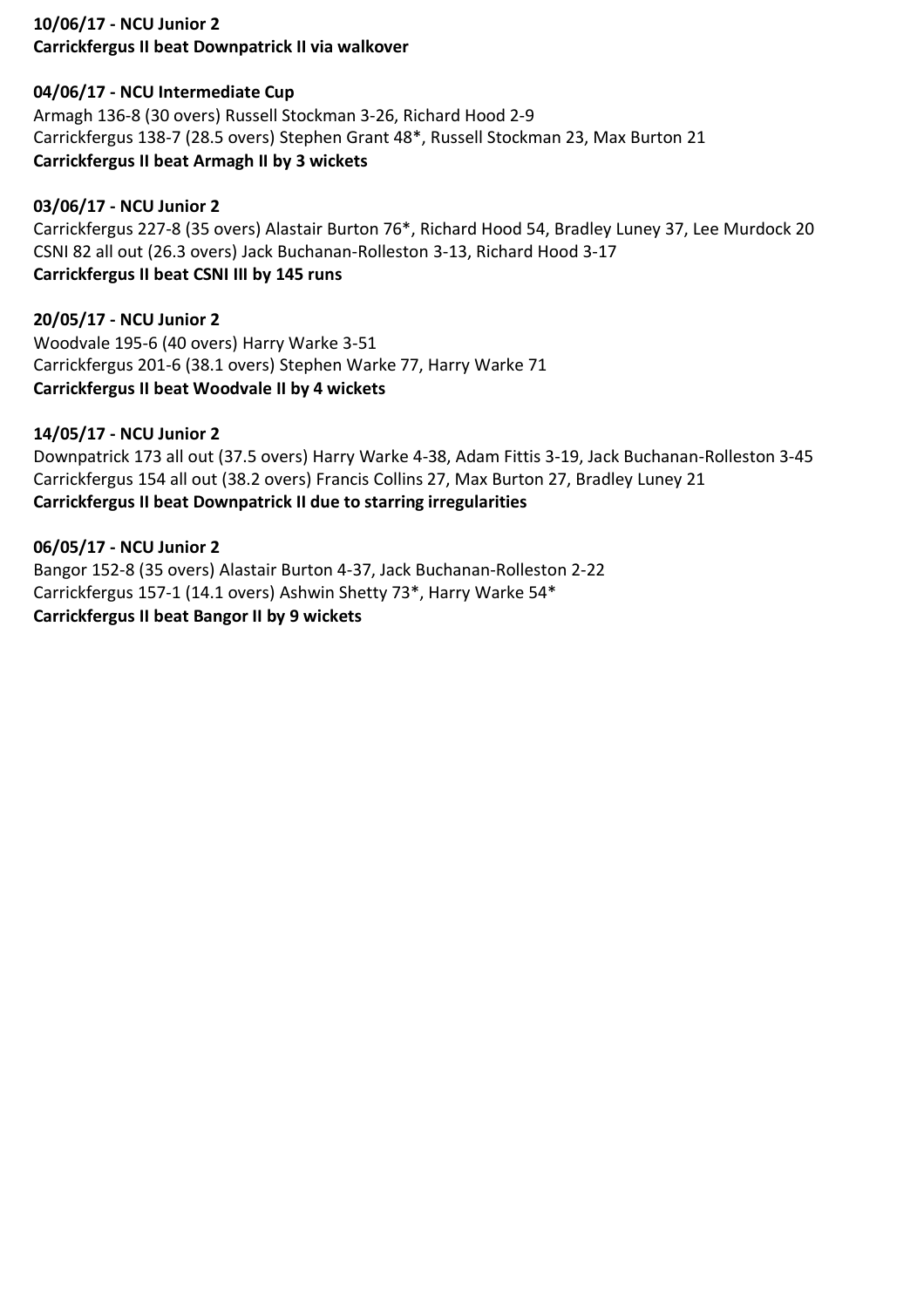**10/06/17 - NCU Junior 2**
**Carrickfergus II beat Downpatrick II via walkover**

**04/06/17 - NCU Intermediate Cup**
Armagh 136-8 (30 overs) Russell Stockman 3-26, Richard Hood 2-9
Carrickfergus 138-7 (28.5 overs) Stephen Grant 48*, Russell Stockman 23, Max Burton 21
**Carrickfergus II beat Armagh II by 3 wickets**

**03/06/17 - NCU Junior 2**
Carrickfergus 227-8 (35 overs) Alastair Burton 76*, Richard Hood 54, Bradley Luney 37, Lee Murdock 20
CSNI 82 all out (26.3 overs) Jack Buchanan-Rolleston 3-13, Richard Hood 3-17
**Carrickfergus II beat CSNI III by 145 runs**

**20/05/17 - NCU Junior 2**
Woodvale 195-6 (40 overs) Harry Warke 3-51
Carrickfergus 201-6 (38.1 overs) Stephen Warke 77, Harry Warke 71
**Carrickfergus II beat Woodvale II by 4 wickets**

**14/05/17 - NCU Junior 2**
Downpatrick 173 all out (37.5 overs) Harry Warke 4-38, Adam Fittis 3-19, Jack Buchanan-Rolleston 3-45
Carrickfergus 154 all out (38.2 overs) Francis Collins 27, Max Burton 27, Bradley Luney 21
**Carrickfergus II beat Downpatrick II due to starring irregularities**

**06/05/17 - NCU Junior 2**
Bangor 152-8 (35 overs) Alastair Burton 4-37, Jack Buchanan-Rolleston 2-22
Carrickfergus 157-1 (14.1 overs) Ashwin Shetty 73*, Harry Warke 54*
**Carrickfergus II beat Bangor II by 9 wickets**